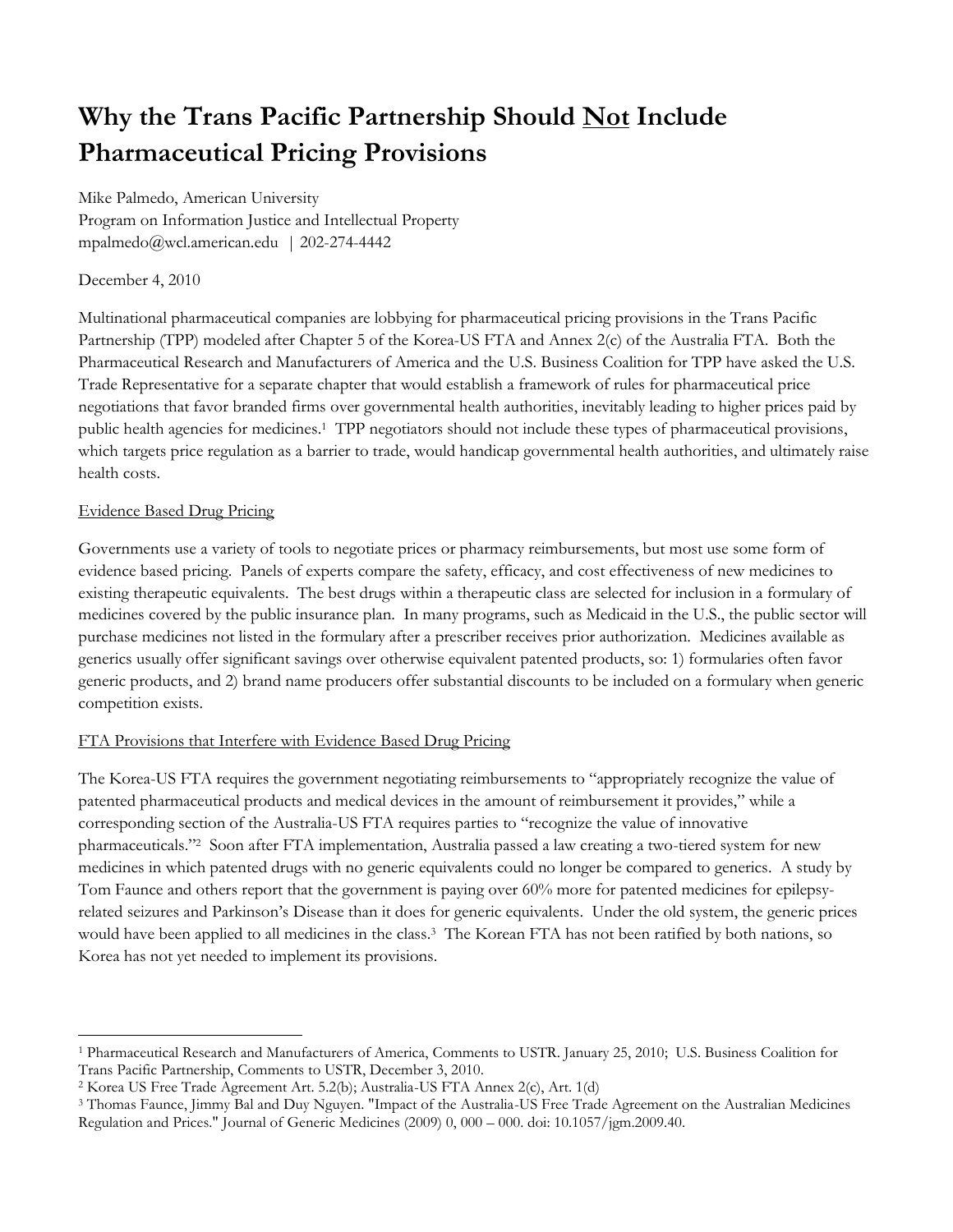# Why the Trans Pacific Partnership Should Not Include Pharmaceutical Pricing Provisions

Mike Palmedo, American University
Program on Information Justice and Intellectual Property
mpalmedo@wcl.american.edu | 202-274-4442

December 4, 2010

Multinational pharmaceutical companies are lobbying for pharmaceutical pricing provisions in the Trans Pacific Partnership (TPP) modeled after Chapter 5 of the Korea-US FTA and Annex 2(c) of the Australia FTA. Both the Pharmaceutical Research and Manufacturers of America and the U.S. Business Coalition for TPP have asked the U.S. Trade Representative for a separate chapter that would establish a framework of rules for pharmaceutical price negotiations that favor branded firms over governmental health authorities, inevitably leading to higher prices paid by public health agencies for medicines.[1] TPP negotiators should not include these types of pharmaceutical provisions, which targets price regulation as a barrier to trade, would handicap governmental health authorities, and ultimately raise health costs.

## Evidence Based Drug Pricing

Governments use a variety of tools to negotiate prices or pharmacy reimbursements, but most use some form of evidence based pricing. Panels of experts compare the safety, efficacy, and cost effectiveness of new medicines to existing therapeutic equivalents. The best drugs within a therapeutic class are selected for inclusion in a formulary of medicines covered by the public insurance plan. In many programs, such as Medicaid in the U.S., the public sector will purchase medicines not listed in the formulary after a prescriber receives prior authorization. Medicines available as generics usually offer significant savings over otherwise equivalent patented products, so: 1) formularies often favor generic products, and 2) brand name producers offer substantial discounts to be included on a formulary when generic competition exists.

## FTA Provisions that Interfere with Evidence Based Drug Pricing

The Korea-US FTA requires the government negotiating reimbursements to "appropriately recognize the value of patented pharmaceutical products and medical devices in the amount of reimbursement it provides," while a corresponding section of the Australia-US FTA requires parties to "recognize the value of innovative pharmaceuticals."[2] Soon after FTA implementation, Australia passed a law creating a two-tiered system for new medicines in which patented drugs with no generic equivalents could no longer be compared to generics. A study by Tom Faunce and others report that the government is paying over 60% more for patented medicines for epilepsy-related seizures and Parkinson's Disease than it does for generic equivalents. Under the old system, the generic prices would have been applied to all medicines in the class.[3] The Korean FTA has not been ratified by both nations, so Korea has not yet needed to implement its provisions.

---

[1] Pharmaceutical Research and Manufacturers of America, Comments to USTR. January 25, 2010; U.S. Business Coalition for Trans Pacific Partnership, Comments to USTR, December 3, 2010.

[2] Korea US Free Trade Agreement Art. 5.2(b); Australia-US FTA Annex 2(c), Art. 1(d)

[3] Thomas Faunce, Jimmy Bal and Duy Nguyen. "Impact of the Australia-US Free Trade Agreement on the Australian Medicines Regulation and Prices." Journal of Generic Medicines (2009) 0, 000 – 000. doi: 10.1057/jgm.2009.40.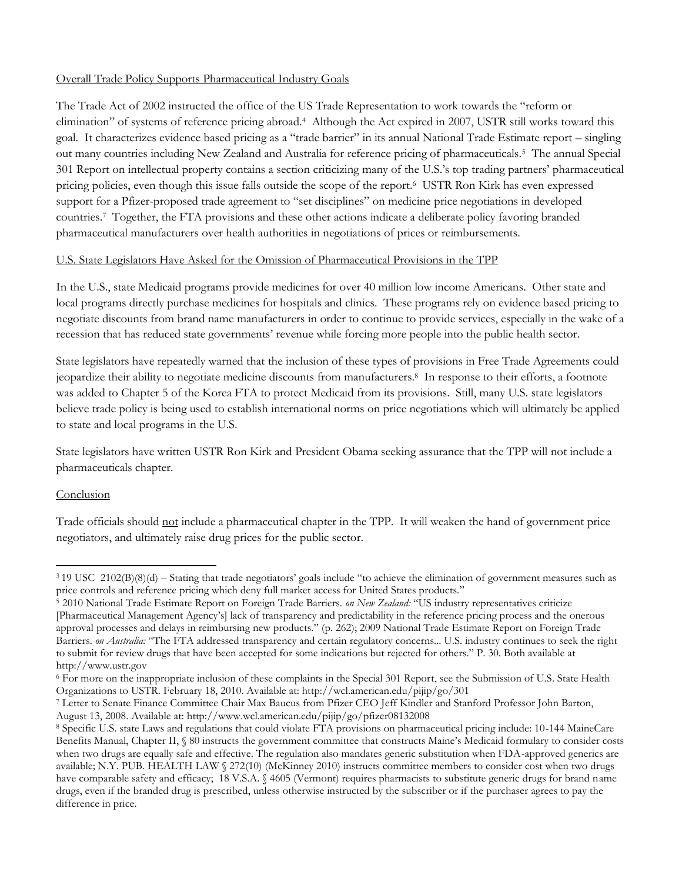Overall Trade Policy Supports Pharmaceutical Industry Goals

The Trade Act of 2002 instructed the office of the US Trade Representation to work towards the "reform or elimination" of systems of reference pricing abroad.[4] Although the Act expired in 2007, USTR still works toward this goal. It characterizes evidence based pricing as a "trade barrier" in its annual National Trade Estimate report – singling out many countries including New Zealand and Australia for reference pricing of pharmaceuticals.[5] The annual Special 301 Report on intellectual property contains a section criticizing many of the U.S.'s top trading partners' pharmaceutical pricing policies, even though this issue falls outside the scope of the report.[6] USTR Ron Kirk has even expressed support for a Pfizer-proposed trade agreement to "set disciplines" on medicine price negotiations in developed countries.[7] Together, the FTA provisions and these other actions indicate a deliberate policy favoring branded pharmaceutical manufacturers over health authorities in negotiations of prices or reimbursements.

U.S. State Legislators Have Asked for the Omission of Pharmaceutical Provisions in the TPP

In the U.S., state Medicaid programs provide medicines for over 40 million low income Americans. Other state and local programs directly purchase medicines for hospitals and clinics. These programs rely on evidence based pricing to negotiate discounts from brand name manufacturers in order to continue to provide services, especially in the wake of a recession that has reduced state governments' revenue while forcing more people into the public health sector.

State legislators have repeatedly warned that the inclusion of these types of provisions in Free Trade Agreements could jeopardize their ability to negotiate medicine discounts from manufacturers.[8] In response to their efforts, a footnote was added to Chapter 5 of the Korea FTA to protect Medicaid from its provisions. Still, many U.S. state legislators believe trade policy is being used to establish international norms on price negotiations which will ultimately be applied to state and local programs in the U.S.

State legislators have written USTR Ron Kirk and President Obama seeking assurance that the TPP will not include a pharmaceuticals chapter.

Conclusion

Trade officials should not include a pharmaceutical chapter in the TPP. It will weaken the hand of government price negotiators, and ultimately raise drug prices for the public sector.

---

[3] 19 USC 2102(B)(8)(d) – Stating that trade negotiators' goals include "to achieve the elimination of government measures such as price controls and reference pricing which deny full market access for United States products."

[5] 2010 National Trade Estimate Report on Foreign Trade Barriers. *on New Zealand:* "US industry representatives criticize [Pharmaceutical Management Agency's] lack of transparency and predictability in the reference pricing process and the onerous approval processes and delays in reimbursing new products." (p. 262); 2009 National Trade Estimate Report on Foreign Trade Barriers. *on Australia:* "The FTA addressed transparency and certain regulatory concerns... U.S. industry continues to seek the right to submit for review drugs that have been accepted for some indications but rejected for others." P. 30. Both available at http://www.ustr.gov

[6] For more on the inappropriate inclusion of these complaints in the Special 301 Report, see the Submission of U.S. State Health Organizations to USTR. February 18, 2010. Available at: http://wcl.american.edu/pijip/go/301

[7] Letter to Senate Finance Committee Chair Max Baucus from Pfizer CEO Jeff Kindler and Stanford Professor John Barton, August 13, 2008. Available at: http://www.wcl.american.edu/pijip/go/pfizer08132008

[8] Specific U.S. state Laws and regulations that could violate FTA provisions on pharmaceutical pricing include: 10-144 MaineCare Benefits Manual, Chapter II, § 80 instructs the government committee that constructs Maine's Medicaid formulary to consider costs when two drugs are equally safe and effective. The regulation also mandates generic substitution when FDA-approved generics are available; N.Y. PUB. HEALTH LAW § 272(10) (McKinney 2010) instructs committee members to consider cost when two drugs have comparable safety and efficacy; 18 V.S.A. § 4605 (Vermont) requires pharmacists to substitute generic drugs for brand name drugs, even if the branded drug is prescribed, unless otherwise instructed by the subscriber or if the purchaser agrees to pay the difference in price.